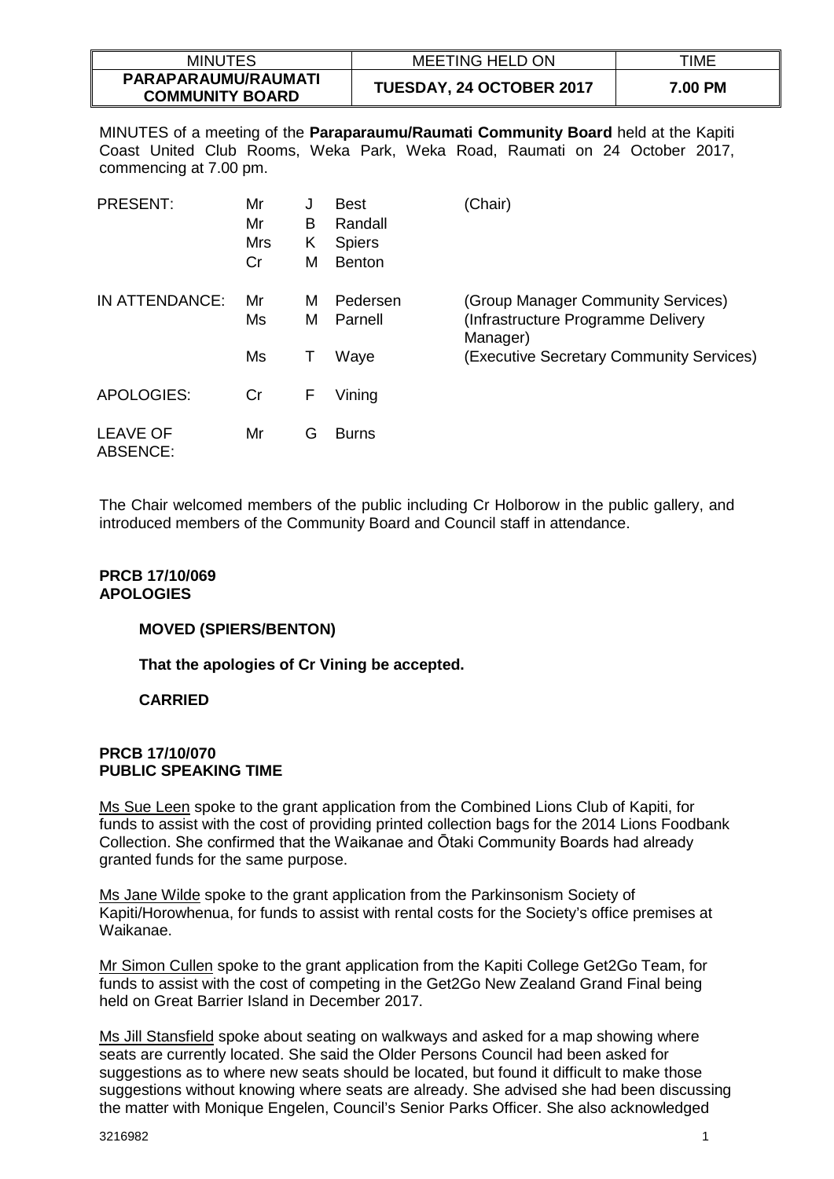| MINUTES | MEETING HELD ON | TIME |
| --- | --- | --- |
| **PARAPARAUMU/RAUMATI COMMUNITY BOARD** | **TUESDAY, 24 OCTOBER 2017** | **7.00 PM** |

MINUTES of a meeting of the **Paraparaumu/Raumati Community Board** held at the Kapiti Coast United Club Rooms, Weka Park, Weka Road, Raumati on 24 October 2017, commencing at 7.00 pm.

| | | | | |
| --- | --- | --- | --- | --- |
| PRESENT: | Mr | J | Best | (Chair) |
| | Mr | B | Randall | |
| | Mrs | K | Spiers | |
| | Cr | M | Benton | |
| IN ATTENDANCE: | Mr | M | Pedersen | (Group Manager Community Services) |
| | Ms | M | Parnell | (Infrastructure Programme Delivery Manager) |
| | Ms | T | Waye | (Executive Secretary Community Services) |
| APOLOGIES: | Cr | F | Vining | |
| LEAVE OF ABSENCE: | Mr | G | Burns | |

The Chair welcomed members of the public including Cr Holborow in the public gallery, and introduced members of the Community Board and Council staff in attendance.

**PRCB 17/10/069**
**APOLOGIES**

**MOVED (SPIERS/BENTON)**

**That the apologies of Cr Vining be accepted.**

**CARRIED**

**PRCB 17/10/070**
**PUBLIC SPEAKING TIME**

Ms Sue Leen spoke to the grant application from the Combined Lions Club of Kapiti, for funds to assist with the cost of providing printed collection bags for the 2014 Lions Foodbank Collection. She confirmed that the Waikanae and Ōtaki Community Boards had already granted funds for the same purpose.

Ms Jane Wilde spoke to the grant application from the Parkinsonism Society of Kapiti/Horowhenua, for funds to assist with rental costs for the Society's office premises at Waikanae.

Mr Simon Cullen spoke to the grant application from the Kapiti College Get2Go Team, for funds to assist with the cost of competing in the Get2Go New Zealand Grand Final being held on Great Barrier Island in December 2017.

Ms Jill Stansfield spoke about seating on walkways and asked for a map showing where seats are currently located. She said the Older Persons Council had been asked for suggestions as to where new seats should be located, but found it difficult to make those suggestions without knowing where seats are already. She advised she had been discussing the matter with Monique Engelen, Council's Senior Parks Officer. She also acknowledged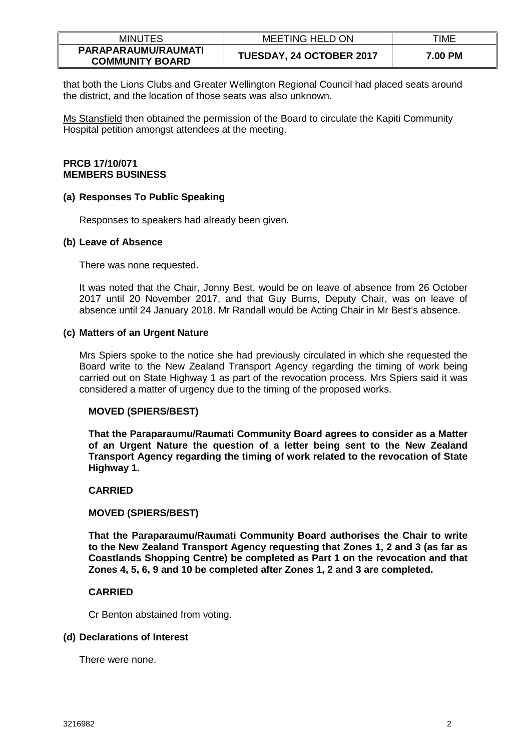that both the Lions Clubs and Greater Wellington Regional Council had placed seats around the district, and the location of those seats was also unknown.

Ms Stansfield then obtained the permission of the Board to circulate the Kapiti Community Hospital petition amongst attendees at the meeting.

**PRCB 17/10/071**
**MEMBERS BUSINESS**

**(a) Responses To Public Speaking**

Responses to speakers had already been given.

**(b) Leave of Absence**

There was none requested.

It was noted that the Chair, Jonny Best, would be on leave of absence from 26 October 2017 until 20 November 2017, and that Guy Burns, Deputy Chair, was on leave of absence until 24 January 2018. Mr Randall would be Acting Chair in Mr Best's absence.

**(c) Matters of an Urgent Nature**

Mrs Spiers spoke to the notice she had previously circulated in which she requested the Board write to the New Zealand Transport Agency regarding the timing of work being carried out on State Highway 1 as part of the revocation process. Mrs Spiers said it was considered a matter of urgency due to the timing of the proposed works.

**MOVED (SPIERS/BEST)**

**That the Paraparaumu/Raumati Community Board agrees to consider as a Matter of an Urgent Nature the question of a letter being sent to the New Zealand Transport Agency regarding the timing of work related to the revocation of State Highway 1.**

**CARRIED**

**MOVED (SPIERS/BEST)**

**That the Paraparaumu/Raumati Community Board authorises the Chair to write to the New Zealand Transport Agency requesting that Zones 1, 2 and 3 (as far as Coastlands Shopping Centre) be completed as Part 1 on the revocation and that Zones 4, 5, 6, 9 and 10 be completed after Zones 1, 2 and 3 are completed.**

**CARRIED**

Cr Benton abstained from voting.

**(d) Declarations of Interest**

There were none.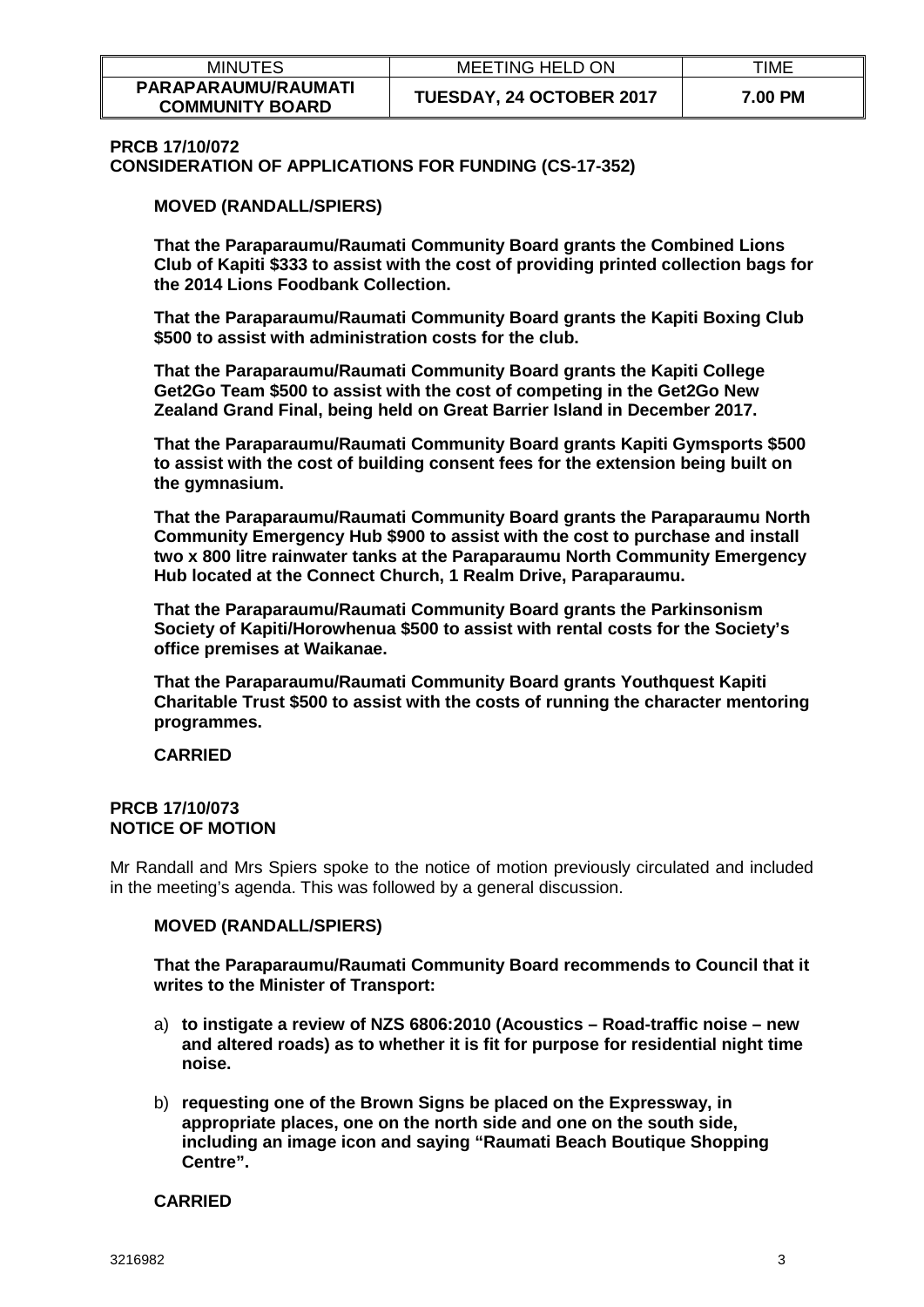**PRCB 17/10/072**
**CONSIDERATION OF APPLICATIONS FOR FUNDING (CS-17-352)**

**MOVED (RANDALL/SPIERS)**

**That the Paraparaumu/Raumati Community Board grants the Combined Lions Club of Kapiti $333 to assist with the cost of providing printed collection bags for the 2014 Lions Foodbank Collection.**

**That the Paraparaumu/Raumati Community Board grants the Kapiti Boxing Club $500 to assist with administration costs for the club.**

**That the Paraparaumu/Raumati Community Board grants the Kapiti College Get2Go Team $500 to assist with the cost of competing in the Get2Go New Zealand Grand Final, being held on Great Barrier Island in December 2017.**

**That the Paraparaumu/Raumati Community Board grants Kapiti Gymsports $500 to assist with the cost of building consent fees for the extension being built on the gymnasium.**

**That the Paraparaumu/Raumati Community Board grants the Paraparaumu North Community Emergency Hub $900 to assist with the cost to purchase and install two x 800 litre rainwater tanks at the Paraparaumu North Community Emergency Hub located at the Connect Church, 1 Realm Drive, Paraparaumu.**

**That the Paraparaumu/Raumati Community Board grants the Parkinsonism Society of Kapiti/Horowhenua $500 to assist with rental costs for the Society's office premises at Waikanae.**

**That the Paraparaumu/Raumati Community Board grants Youthquest Kapiti Charitable Trust $500 to assist with the costs of running the character mentoring programmes.**

**CARRIED**

**PRCB 17/10/073**
**NOTICE OF MOTION**

Mr Randall and Mrs Spiers spoke to the notice of motion previously circulated and included in the meeting's agenda. This was followed by a general discussion.

**MOVED (RANDALL/SPIERS)**

**That the Paraparaumu/Raumati Community Board recommends to Council that it writes to the Minister of Transport:**

a) **to instigate a review of NZS 6806:2010 (Acoustics – Road-traffic noise – new and altered roads) as to whether it is fit for purpose for residential night time noise.**

b) **requesting one of the Brown Signs be placed on the Expressway, in appropriate places, one on the north side and one on the south side, including an image icon and saying "Raumati Beach Boutique Shopping Centre".**

**CARRIED**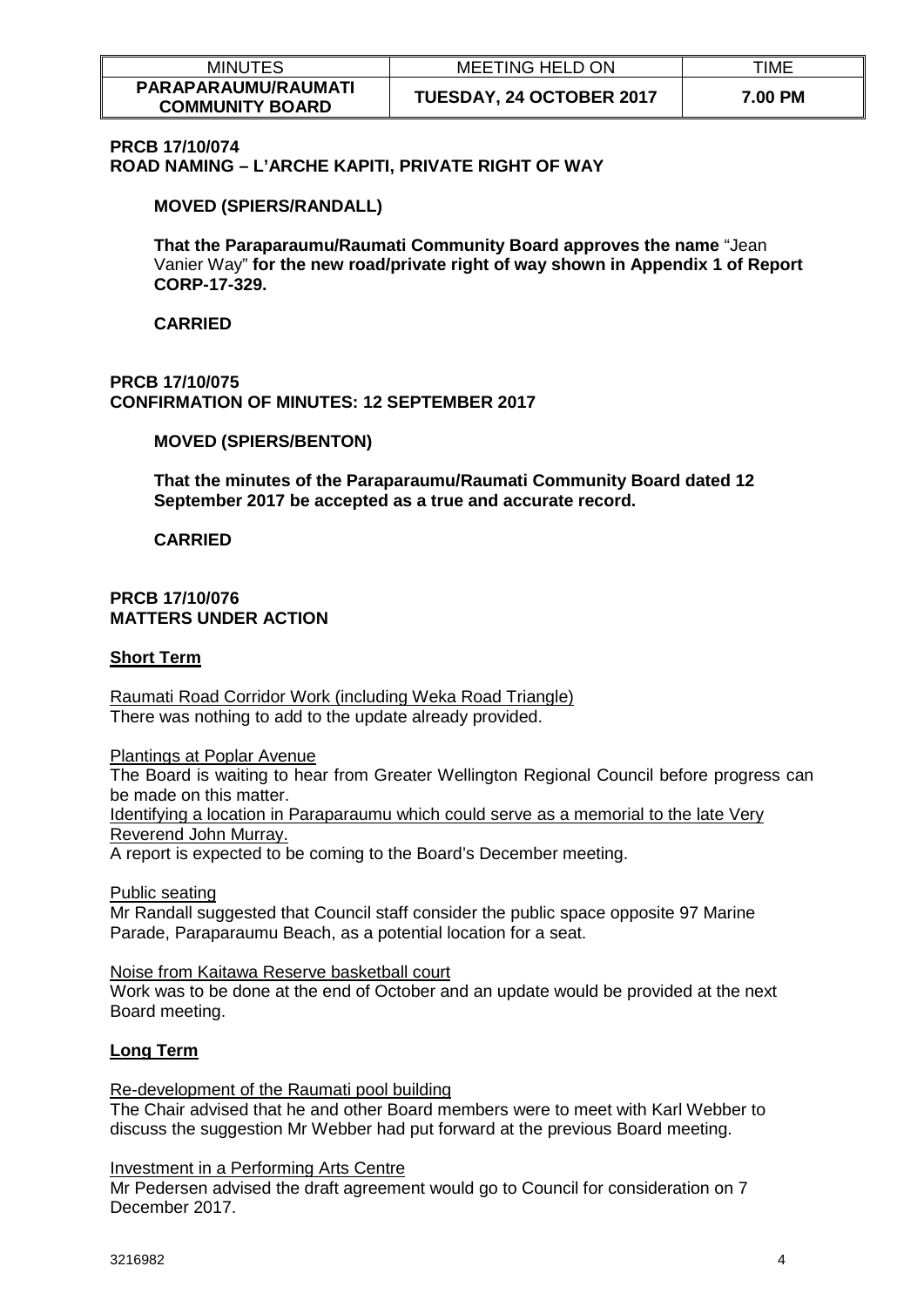**PRCB 17/10/074**
**ROAD NAMING – L'ARCHE KAPITI, PRIVATE RIGHT OF WAY**

**MOVED (SPIERS/RANDALL)**

**That the Paraparaumu/Raumati Community Board approves the name** "Jean Vanier Way" **for the new road/private right of way shown in Appendix 1 of Report CORP-17-329.**

**CARRIED**

**PRCB 17/10/075**
**CONFIRMATION OF MINUTES: 12 SEPTEMBER 2017**

**MOVED (SPIERS/BENTON)**

**That the minutes of the Paraparaumu/Raumati Community Board dated 12 September 2017 be accepted as a true and accurate record.**

**CARRIED**

**PRCB 17/10/076**
**MATTERS UNDER ACTION**

**Short Term**

Raumati Road Corridor Work (including Weka Road Triangle)
There was nothing to add to the update already provided.

Plantings at Poplar Avenue
The Board is waiting to hear from Greater Wellington Regional Council before progress can be made on this matter.

Identifying a location in Paraparaumu which could serve as a memorial to the late Very Reverend John Murray.
A report is expected to be coming to the Board's December meeting.

Public seating
Mr Randall suggested that Council staff consider the public space opposite 97 Marine Parade, Paraparaumu Beach, as a potential location for a seat.

Noise from Kaitawa Reserve basketball court
Work was to be done at the end of October and an update would be provided at the next Board meeting.

**Long Term**

Re-development of the Raumati pool building
The Chair advised that he and other Board members were to meet with Karl Webber to discuss the suggestion Mr Webber had put forward at the previous Board meeting.

Investment in a Performing Arts Centre
Mr Pedersen advised the draft agreement would go to Council for consideration on 7 December 2017.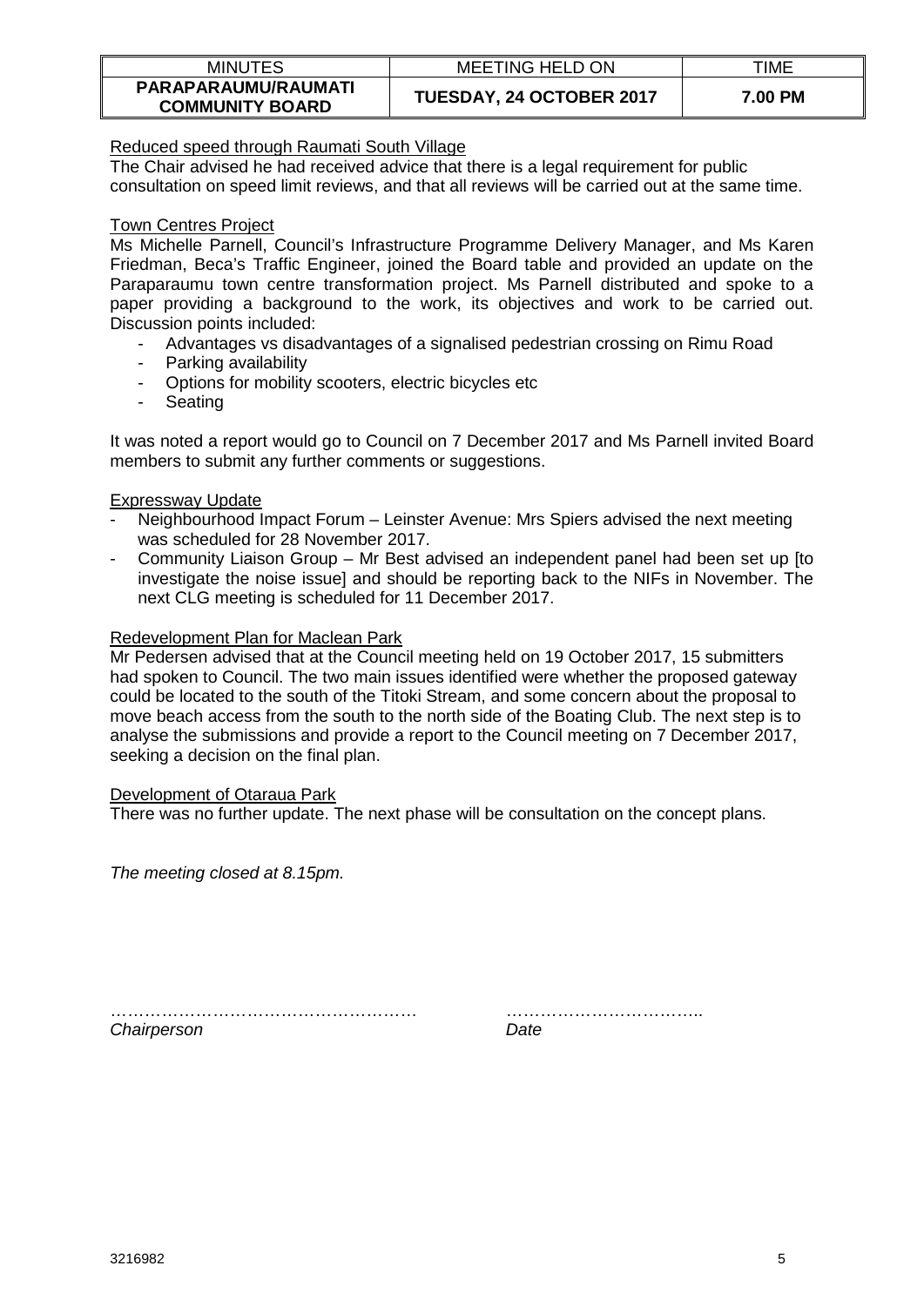| MINUTES | MEETING HELD ON | TIME |
|---|---|---|
| **PARAPARAUMU/RAUMATI COMMUNITY BOARD** | **TUESDAY, 24 OCTOBER 2017** | **7.00 PM** |

Reduced speed through Raumati South Village

The Chair advised he had received advice that there is a legal requirement for public consultation on speed limit reviews, and that all reviews will be carried out at the same time.

Town Centres Project

Ms Michelle Parnell, Council's Infrastructure Programme Delivery Manager, and Ms Karen Friedman, Beca's Traffic Engineer, joined the Board table and provided an update on the Paraparaumu town centre transformation project. Ms Parnell distributed and spoke to a paper providing a background to the work, its objectives and work to be carried out. Discussion points included:

- Advantages vs disadvantages of a signalised pedestrian crossing on Rimu Road
- Parking availability
- Options for mobility scooters, electric bicycles etc
- Seating

It was noted a report would go to Council on 7 December 2017 and Ms Parnell invited Board members to submit any further comments or suggestions.

Expressway Update

- Neighbourhood Impact Forum – Leinster Avenue: Mrs Spiers advised the next meeting was scheduled for 28 November 2017.
- Community Liaison Group – Mr Best advised an independent panel had been set up [to investigate the noise issue] and should be reporting back to the NIFs in November. The next CLG meeting is scheduled for 11 December 2017.

Redevelopment Plan for Maclean Park

Mr Pedersen advised that at the Council meeting held on 19 October 2017, 15 submitters had spoken to Council. The two main issues identified were whether the proposed gateway could be located to the south of the Titoki Stream, and some concern about the proposal to move beach access from the south to the north side of the Boating Club. The next step is to analyse the submissions and provide a report to the Council meeting on 7 December 2017, seeking a decision on the final plan.

Development of Otaraua Park

There was no further update. The next phase will be consultation on the concept plans.

*The meeting closed at 8.15pm.*

……………………………………………… ……………………………..

*Chairperson* *Date*

3216982